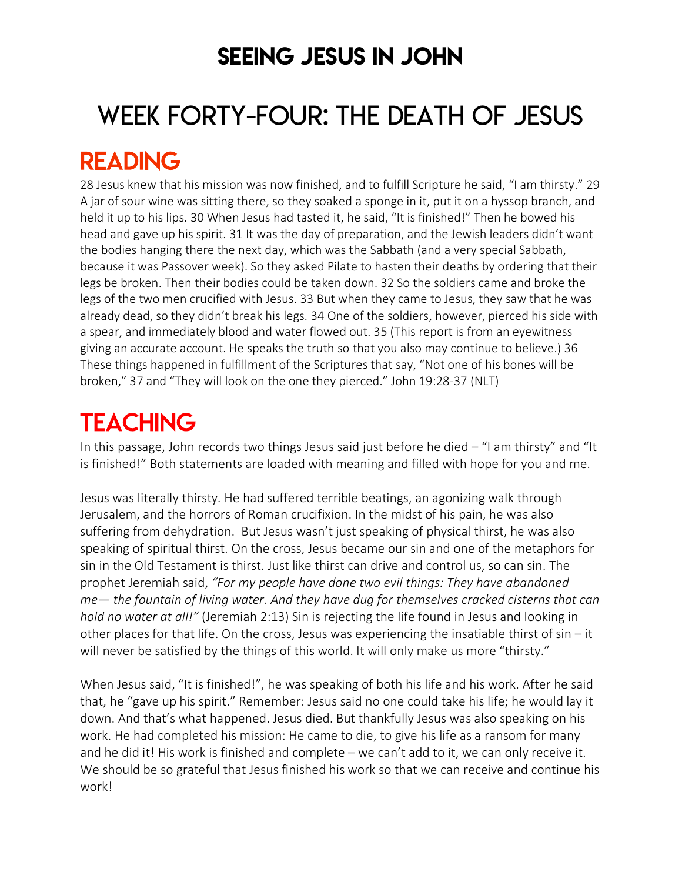# SEEING JESUS IN JOHN

# WEEK FORTY-FOUR: THE DEATH OF JESUS

## READING

28 Jesus knew that his mission was now finished, and to fulfill Scripture he said, "I am thirsty." 29 A jar of sour wine was sitting there, so they soaked a sponge in it, put it on a hyssop branch, and held it up to his lips. 30 When Jesus had tasted it, he said, "It is finished!" Then he bowed his head and gave up his spirit. 31 It was the day of preparation, and the Jewish leaders didn't want the bodies hanging there the next day, which was the Sabbath (and a very special Sabbath, because it was Passover week). So they asked Pilate to hasten their deaths by ordering that their legs be broken. Then their bodies could be taken down. 32 So the soldiers came and broke the legs of the two men crucified with Jesus. 33 But when they came to Jesus, they saw that he was already dead, so they didn't break his legs. 34 One of the soldiers, however, pierced his side with a spear, and immediately blood and water flowed out. 35 (This report is from an eyewitness giving an accurate account. He speaks the truth so that you also may continue to believe.) 36 These things happened in fulfillment of the Scriptures that say, "Not one of his bones will be broken," 37 and "They will look on the one they pierced." John 19:28-37 (NLT)

## TEACHING

In this passage, John records two things Jesus said just before he died – "I am thirsty" and "It is finished!" Both statements are loaded with meaning and filled with hope for you and me.

Jesus was literally thirsty. He had suffered terrible beatings, an agonizing walk through Jerusalem, and the horrors of Roman crucifixion. In the midst of his pain, he was also suffering from dehydration. But Jesus wasn't just speaking of physical thirst, he was also speaking of spiritual thirst. On the cross, Jesus became our sin and one of the metaphors for sin in the Old Testament is thirst. Just like thirst can drive and control us, so can sin. The prophet Jeremiah said, *"For my people have done two evil things: They have abandoned me— the fountain of living water. And they have dug for themselves cracked cisterns that can hold no water at all!"* (Jeremiah 2:13) Sin is rejecting the life found in Jesus and looking in other places for that life. On the cross, Jesus was experiencing the insatiable thirst of sin – it will never be satisfied by the things of this world. It will only make us more "thirsty."

When Jesus said, "It is finished!", he was speaking of both his life and his work. After he said that, he "gave up his spirit." Remember: Jesus said no one could take his life; he would lay it down. And that's what happened. Jesus died. But thankfully Jesus was also speaking on his work. He had completed his mission: He came to die, to give his life as a ransom for many and he did it! His work is finished and complete – we can't add to it, we can only receive it. We should be so grateful that Jesus finished his work so that we can receive and continue his work!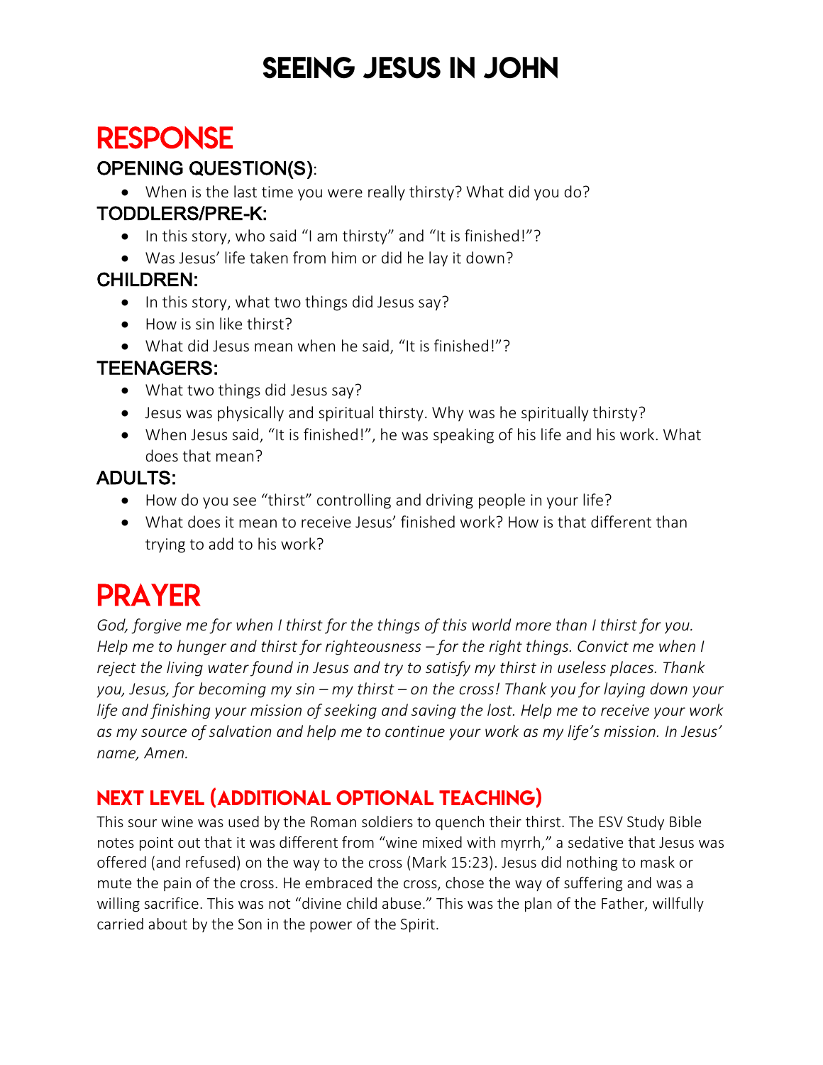# SEEING JESUS IN JOHN

## RESPONSE

### OPENING QUESTION(S):

- When is the last time you were really thirsty? What did you do?

### TODDLERS/PRE-K:

- In this story, who said "I am thirsty" and "It is finished!"?
- Was Jesus' life taken from him or did he lay it down?

### CHILDREN:

- In this story, what two things did Jesus say?
- How is sin like thirst?
- What did Jesus mean when he said, "It is finished!"?

### TEENAGERS:

- What two things did Jesus say?
- Jesus was physically and spiritual thirsty. Why was he spiritually thirsty?
- When Jesus said, "It is finished!", he was speaking of his life and his work. What does that mean?

### ADULTS:

- How do you see "thirst" controlling and driving people in your life?
- What does it mean to receive Jesus' finished work? How is that different than trying to add to his work?

## PRAYER

*God, forgive me for when I thirst for the things of this world more than I thirst for you. Help me to hunger and thirst for righteousness – for the right things. Convict me when I reject the living water found in Jesus and try to satisfy my thirst in useless places. Thank you, Jesus, for becoming my sin – my thirst – on the cross! Thank you for laying down your life and finishing your mission of seeking and saving the lost. Help me to receive your work as my source of salvation and help me to continue your work as my life's mission. In Jesus' name, Amen.*

### NEXT LEVEL (ADDITIONAL OPTIONAL TEACHING)

This sour wine was used by the Roman soldiers to quench their thirst. The ESV Study Bible notes point out that it was different from "wine mixed with myrrh," a sedative that Jesus was offered (and refused) on the way to the cross (Mark 15:23). Jesus did nothing to mask or mute the pain of the cross. He embraced the cross, chose the way of suffering and was a willing sacrifice. This was not "divine child abuse." This was the plan of the Father, willfully carried about by the Son in the power of the Spirit.